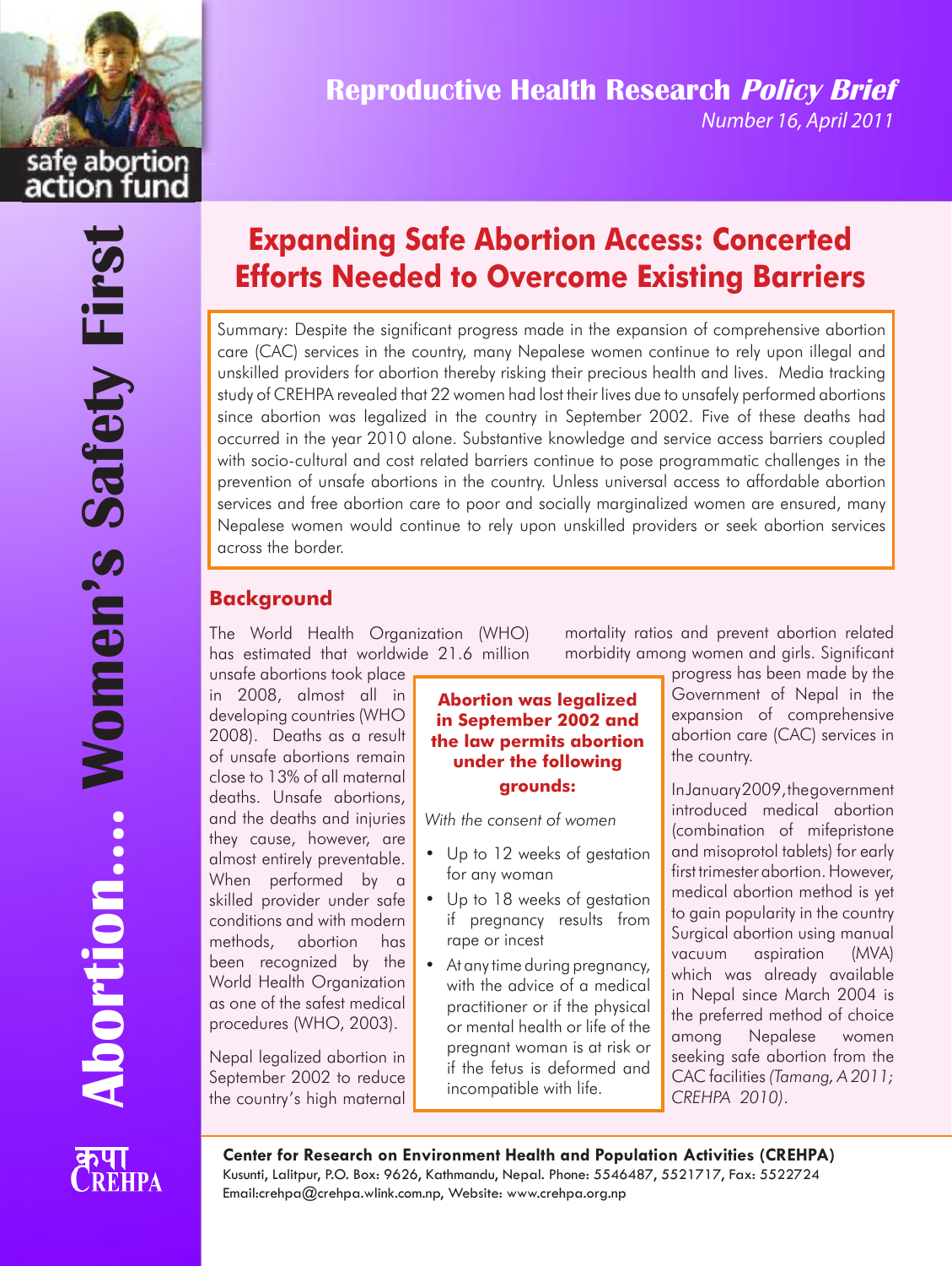safe abortion action fund

**Reproductive Health Research *Policy Brief***

*Number 16, April 2011*

**Abortion... Women's Safety First**

# Expanding Safe Abortion Access: Concerted Efforts Needed to Overcome Existing Barriers

Summary: Despite the significant progress made in the expansion of comprehensive abortion care (CAC) services in the country, many Nepalese women continue to rely upon illegal and unskilled providers for abortion thereby risking their precious health and lives. Media tracking study of CREHPA revealed that 22 women had lost their lives due to unsafely performed abortions since abortion was legalized in the country in September 2002. Five of these deaths had occurred in the year 2010 alone. Substantive knowledge and service access barriers coupled with socio-cultural and cost related barriers continue to pose programmatic challenges in the prevention of unsafe abortions in the country. Unless universal access to affordable abortion services and free abortion care to poor and socially marginalized women are ensured, many Nepalese women would continue to rely upon unskilled providers or seek abortion services across the border.

## Background

The World Health Organization (WHO) has estimated that worldwide 21.6 million unsafe abortions took place in 2008, almost all in developing countries (WHO 2008). Deaths as a result of unsafe abortions remain close to 13% of all maternal deaths. Unsafe abortions, and the deaths and injuries they cause, however, are almost entirely preventable. When performed by a skilled provider under safe conditions and with modern methods, abortion has been recognized by the World Health Organization as one of the safest medical procedures (WHO, 2003).

Nepal legalized abortion in September 2002 to reduce the country's high maternal mortality ratios and prevent abortion related morbidity among women and girls. Significant progress has been made by the Government of Nepal in the expansion of comprehensive abortion care (CAC) services in the country.

**Abortion was legalized in September 2002 and the law permits abortion under the following grounds:**

*With the consent of women*

- Up to 12 weeks of gestation for any woman
- Up to 18 weeks of gestation if pregnancy results from rape or incest
- At any time during pregnancy, with the advice of a medical practitioner or if the physical or mental health or life of the pregnant woman is at risk or if the fetus is deformed and incompatible with life.

In January 2009, the government introduced medical abortion (combination of mifepristone and misoprotol tablets) for early first trimester abortion. However, medical abortion method is yet to gain popularity in the country Surgical abortion using manual vacuum aspiration (MVA) which was already available in Nepal since March 2004 is the preferred method of choice among Nepalese women seeking safe abortion from the CAC facilities *(Tamang, A 2011; CREHPA 2010)*.

**Center for Research on Environment Health and Population Activities (CREHPA)**
Kusunti, Lalitpur, P.O. Box: 9626, Kathmandu, Nepal. Phone: 5546487, 5521717, Fax: 5522724
Email:crehpa@crehpa.wlink.com.np, Website: www.crehpa.org.np

कृपा CREHPA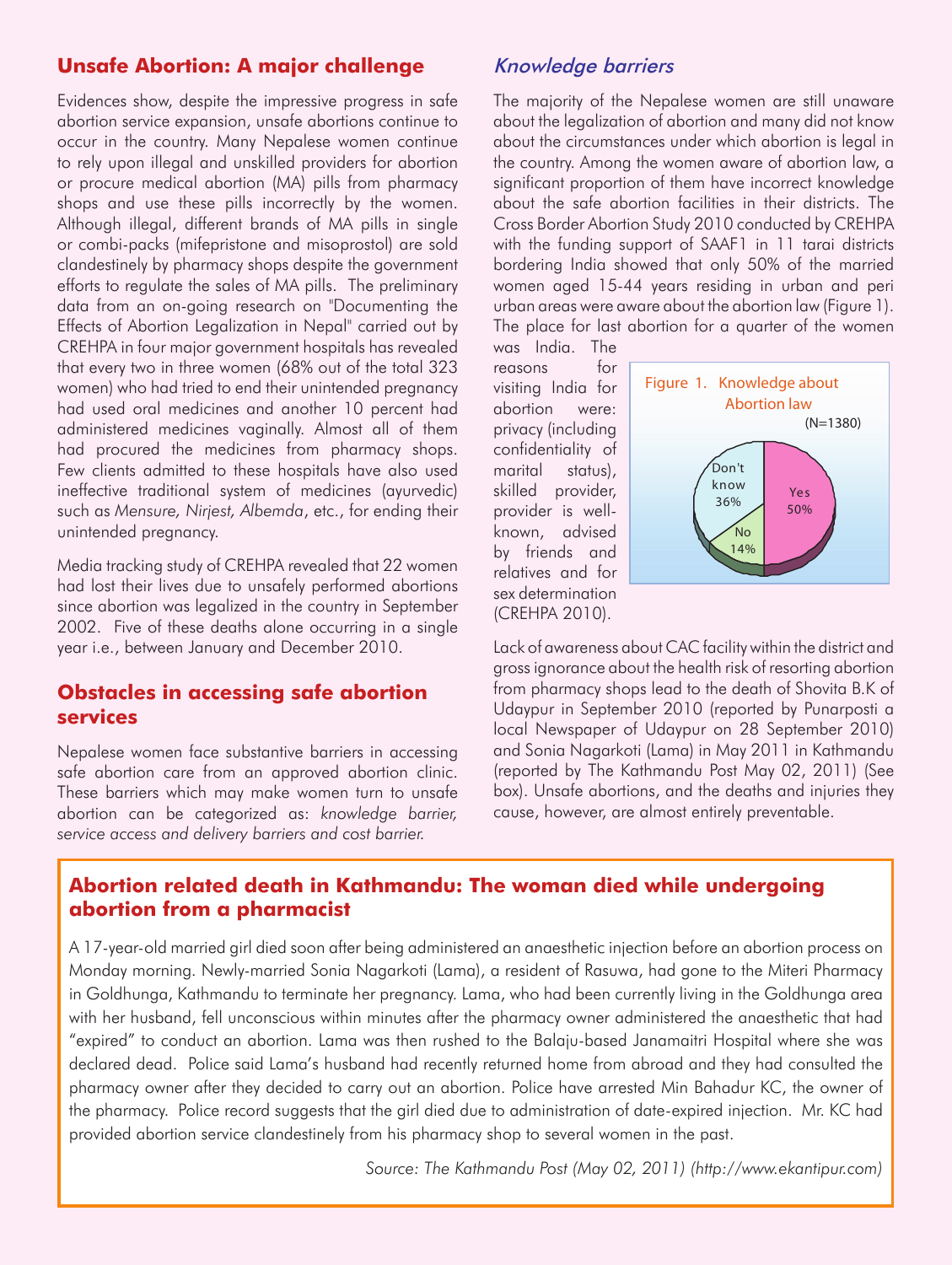## Unsafe Abortion: A major challenge

Evidences show, despite the impressive progress in safe abortion service expansion, unsafe abortions continue to occur in the country. Many Nepalese women continue to rely upon illegal and unskilled providers for abortion or procure medical abortion (MA) pills from pharmacy shops and use these pills incorrectly by the women. Although illegal, different brands of MA pills in single or combi-packs (mifepristone and misoprostol) are sold clandestinely by pharmacy shops despite the government efforts to regulate the sales of MA pills. The preliminary data from an on-going research on "Documenting the Effects of Abortion Legalization in Nepal" carried out by CREHPA in four major government hospitals has revealed that every two in three women (68% out of the total 323 women) who had tried to end their unintended pregnancy had used oral medicines and another 10 percent had administered medicines vaginally. Almost all of them had procured the medicines from pharmacy shops. Few clients admitted to these hospitals have also used ineffective traditional system of medicines (ayurvedic) such as *Mensure, Nirjest, Albemda*, etc., for ending their unintended pregnancy.

Media tracking study of CREHPA revealed that 22 women had lost their lives due to unsafely performed abortions since abortion was legalized in the country in September 2002. Five of these deaths alone occurring in a single year i.e., between January and December 2010.

## Obstacles in accessing safe abortion services

Nepalese women face substantive barriers in accessing safe abortion care from an approved abortion clinic. These barriers which may make women turn to unsafe abortion can be categorized as: *knowledge barrier, service access and delivery barriers and cost barrier.*

### *Knowledge barriers*

The majority of the Nepalese women are still unaware about the legalization of abortion and many did not know about the circumstances under which abortion is legal in the country. Among the women aware of abortion law, a significant proportion of them have incorrect knowledge about the safe abortion facilities in their districts. The Cross Border Abortion Study 2010 conducted by CREHPA with the funding support of SAAF1 in 11 tarai districts bordering India showed that only 50% of the married women aged 15-44 years residing in urban and peri urban areas were aware about the abortion law (Figure 1). The place for last abortion for a quarter of the women was India. The reasons for visiting India for abortion were: privacy (including confidentiality of marital status), skilled provider, provider is well-known, advised by friends and relatives and for sex determination (CREHPA 2010).

**Figure 1. Knowledge about Abortion law** (N=1380)

| Response | Percent |
|---|---|
| Yes | 50% |
| No | 14% |
| Don't know | 36% |

Lack of awareness about CAC facility within the district and gross ignorance about the health risk of resorting abortion from pharmacy shops lead to the death of Shovita B.K of Udaypur in September 2010 (reported by Punarposti a local Newspaper of Udaypur on 28 September 2010) and Sonia Nagarkoti (Lama) in May 2011 in Kathmandu (reported by The Kathmandu Post May 02, 2011) (See box). Unsafe abortions, and the deaths and injuries they cause, however, are almost entirely preventable.

### Abortion related death in Kathmandu: The woman died while undergoing abortion from a pharmacist

A 17-year-old married girl died soon after being administered an anaesthetic injection before an abortion process on Monday morning. Newly-married Sonia Nagarkoti (Lama), a resident of Rasuwa, had gone to the Miteri Pharmacy in Goldhunga, Kathmandu to terminate her pregnancy. Lama, who had been currently living in the Goldhunga area with her husband, fell unconscious within minutes after the pharmacy owner administered the anaesthetic that had "expired" to conduct an abortion. Lama was then rushed to the Balaju-based Janamaitri Hospital where she was declared dead. Police said Lama's husband had recently returned home from abroad and they had consulted the pharmacy owner after they decided to carry out an abortion. Police have arrested Min Bahadur KC, the owner of the pharmacy. Police record suggests that the girl died due to administration of date-expired injection. Mr. KC had provided abortion service clandestinely from his pharmacy shop to several women in the past.

*Source: The Kathmandu Post (May 02, 2011) (http://www.ekantipur.com)*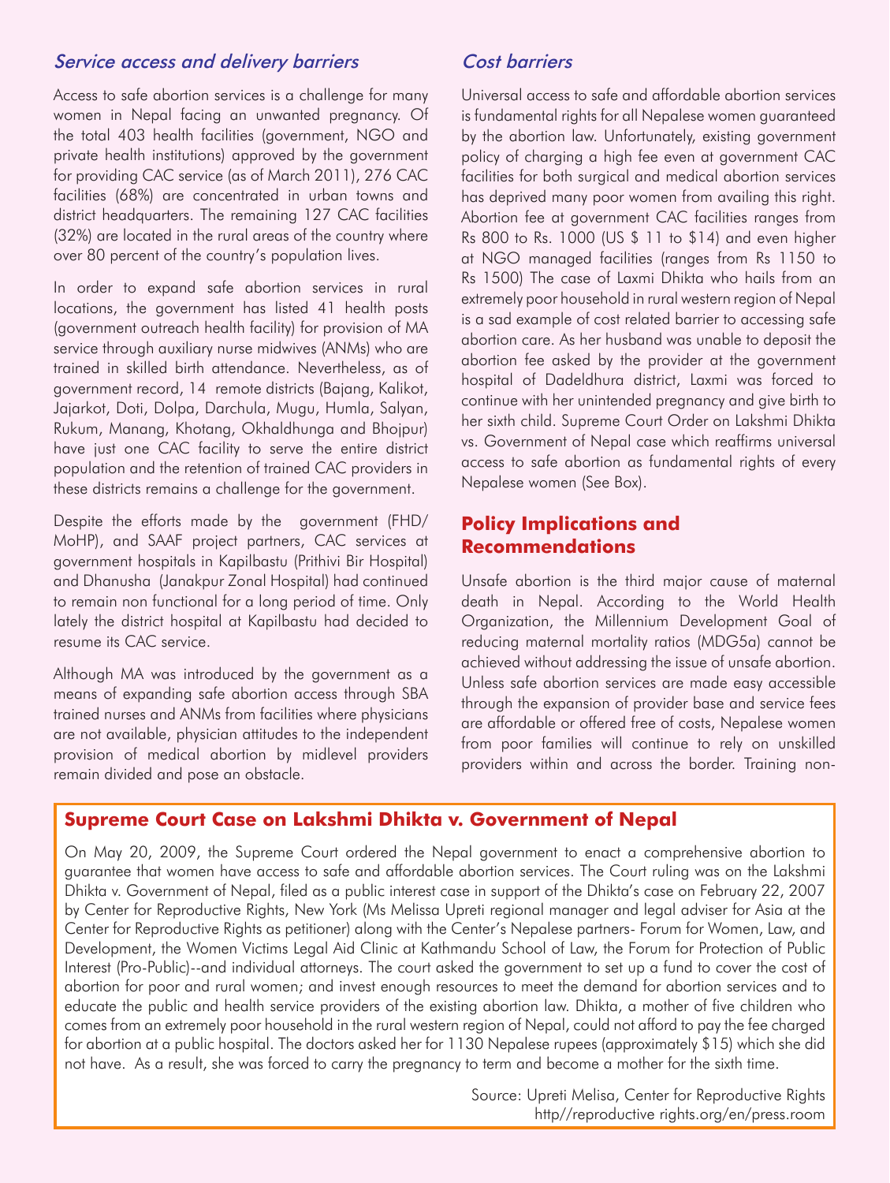### *Service access and delivery barriers*

Access to safe abortion services is a challenge for many women in Nepal facing an unwanted pregnancy. Of the total 403 health facilities (government, NGO and private health institutions) approved by the government for providing CAC service (as of March 2011), 276 CAC facilities (68%) are concentrated in urban towns and district headquarters. The remaining 127 CAC facilities (32%) are located in the rural areas of the country where over 80 percent of the country's population lives.

In order to expand safe abortion services in rural locations, the government has listed 41 health posts (government outreach health facility) for provision of MA service through auxiliary nurse midwives (ANMs) who are trained in skilled birth attendance. Nevertheless, as of government record, 14 remote districts (Bajang, Kalikot, Jajarkot, Doti, Dolpa, Darchula, Mugu, Humla, Salyan, Rukum, Manang, Khotang, Okhaldhunga and Bhojpur) have just one CAC facility to serve the entire district population and the retention of trained CAC providers in these districts remains a challenge for the government.

Despite the efforts made by the government (FHD/ MoHP), and SAAF project partners, CAC services at government hospitals in Kapilbastu (Prithivi Bir Hospital) and Dhanusha (Janakpur Zonal Hospital) had continued to remain non functional for a long period of time. Only lately the district hospital at Kapilbastu had decided to resume its CAC service.

Although MA was introduced by the government as a means of expanding safe abortion access through SBA trained nurses and ANMs from facilities where physicians are not available, physician attitudes to the independent provision of medical abortion by midlevel providers remain divided and pose an obstacle.

### *Cost barriers*

Universal access to safe and affordable abortion services is fundamental rights for all Nepalese women guaranteed by the abortion law. Unfortunately, existing government policy of charging a high fee even at government CAC facilities for both surgical and medical abortion services has deprived many poor women from availing this right. Abortion fee at government CAC facilities ranges from Rs 800 to Rs. 1000 (US $ 11 to $14) and even higher at NGO managed facilities (ranges from Rs 1150 to Rs 1500) The case of Laxmi Dhikta who hails from an extremely poor household in rural western region of Nepal is a sad example of cost related barrier to accessing safe abortion care. As her husband was unable to deposit the abortion fee asked by the provider at the government hospital of Dadeldhura district, Laxmi was forced to continue with her unintended pregnancy and give birth to her sixth child. Supreme Court Order on Lakshmi Dhikta vs. Government of Nepal case which reaffirms universal access to safe abortion as fundamental rights of every Nepalese women (See Box).

## Policy Implications and Recommendations

Unsafe abortion is the third major cause of maternal death in Nepal. According to the World Health Organization, the Millennium Development Goal of reducing maternal mortality ratios (MDG5a) cannot be achieved without addressing the issue of unsafe abortion. Unless safe abortion services are made easy accessible through the expansion of provider base and service fees are affordable or offered free of costs, Nepalese women from poor families will continue to rely on unskilled providers within and across the border. Training non-

### Supreme Court Case on Lakshmi Dhikta v. Government of Nepal

On May 20, 2009, the Supreme Court ordered the Nepal government to enact a comprehensive abortion to guarantee that women have access to safe and affordable abortion services. The Court ruling was on the Lakshmi Dhikta v. Government of Nepal, filed as a public interest case in support of the Dhikta's case on February 22, 2007 by Center for Reproductive Rights, New York (Ms Melissa Upreti regional manager and legal adviser for Asia at the Center for Reproductive Rights as petitioner) along with the Center's Nepalese partners- Forum for Women, Law, and Development, the Women Victims Legal Aid Clinic at Kathmandu School of Law, the Forum for Protection of Public Interest (Pro-Public)--and individual attorneys. The court asked the government to set up a fund to cover the cost of abortion for poor and rural women; and invest enough resources to meet the demand for abortion services and to educate the public and health service providers of the existing abortion law. Dhikta, a mother of five children who comes from an extremely poor household in the rural western region of Nepal, could not afford to pay the fee charged for abortion at a public hospital. The doctors asked her for 1130 Nepalese rupees (approximately $15) which she did not have. As a result, she was forced to carry the pregnancy to term and become a mother for the sixth time.

Source: Upreti Melisa, Center for Reproductive Rights
http//reproductive rights.org/en/press.room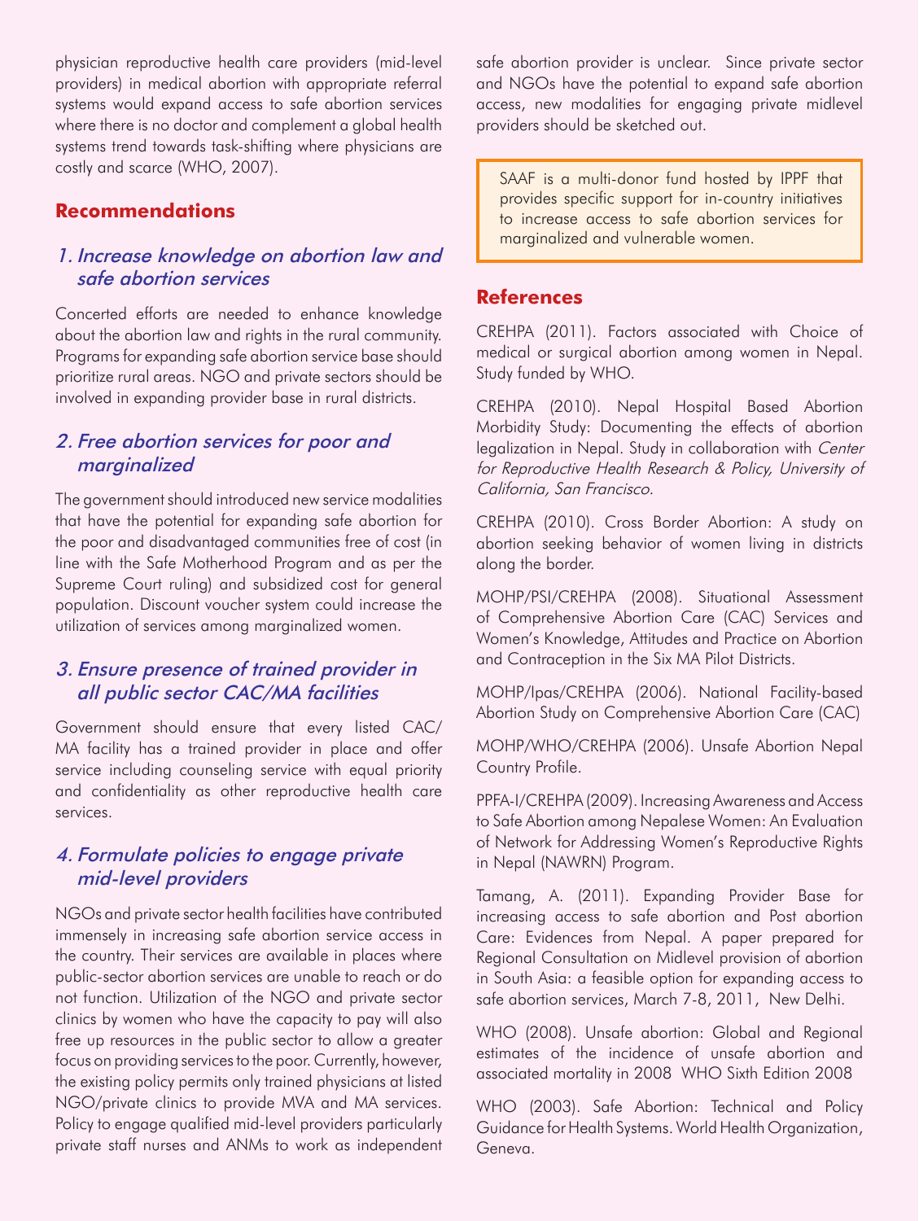physician reproductive health care providers (mid-level providers) in medical abortion with appropriate referral systems would expand access to safe abortion services where there is no doctor and complement a global health systems trend towards task-shifting where physicians are costly and scarce (WHO, 2007).

## Recommendations

### *1. Increase knowledge on abortion law and safe abortion services*

Concerted efforts are needed to enhance knowledge about the abortion law and rights in the rural community. Programs for expanding safe abortion service base should prioritize rural areas. NGO and private sectors should be involved in expanding provider base in rural districts.

### *2. Free abortion services for poor and marginalized*

The government should introduced new service modalities that have the potential for expanding safe abortion for the poor and disadvantaged communities free of cost (in line with the Safe Motherhood Program and as per the Supreme Court ruling) and subsidized cost for general population. Discount voucher system could increase the utilization of services among marginalized women.

### *3. Ensure presence of trained provider in all public sector CAC/MA facilities*

Government should ensure that every listed CAC/MA facility has a trained provider in place and offer service including counseling service with equal priority and confidentiality as other reproductive health care services.

### *4. Formulate policies to engage private mid-level providers*

NGOs and private sector health facilities have contributed immensely in increasing safe abortion service access in the country. Their services are available in places where public-sector abortion services are unable to reach or do not function. Utilization of the NGO and private sector clinics by women who have the capacity to pay will also free up resources in the public sector to allow a greater focus on providing services to the poor. Currently, however, the existing policy permits only trained physicians at listed NGO/private clinics to provide MVA and MA services. Policy to engage qualified mid-level providers particularly private staff nurses and ANMs to work as independent safe abortion provider is unclear. Since private sector and NGOs have the potential to expand safe abortion access, new modalities for engaging private midlevel providers should be sketched out.

> SAAF is a multi-donor fund hosted by IPPF that provides specific support for in-country initiatives to increase access to safe abortion services for marginalized and vulnerable women.

## References

CREHPA (2011). Factors associated with Choice of medical or surgical abortion among women in Nepal. Study funded by WHO.

CREHPA (2010). Nepal Hospital Based Abortion Morbidity Study: Documenting the effects of abortion legalization in Nepal. Study in collaboration with *Center for Reproductive Health Research & Policy, University of California, San Francisco.*

CREHPA (2010). Cross Border Abortion: A study on abortion seeking behavior of women living in districts along the border.

MOHP/PSI/CREHPA (2008). Situational Assessment of Comprehensive Abortion Care (CAC) Services and Women's Knowledge, Attitudes and Practice on Abortion and Contraception in the Six MA Pilot Districts.

MOHP/Ipas/CREHPA (2006). National Facility-based Abortion Study on Comprehensive Abortion Care (CAC)

MOHP/WHO/CREHPA (2006). Unsafe Abortion Nepal Country Profile.

PPFA-I/CREHPA (2009). Increasing Awareness and Access to Safe Abortion among Nepalese Women: An Evaluation of Network for Addressing Women's Reproductive Rights in Nepal (NAWRN) Program.

Tamang, A. (2011). Expanding Provider Base for increasing access to safe abortion and Post abortion Care: Evidences from Nepal. A paper prepared for Regional Consultation on Midlevel provision of abortion in South Asia: a feasible option for expanding access to safe abortion services, March 7-8, 2011, New Delhi.

WHO (2008). Unsafe abortion: Global and Regional estimates of the incidence of unsafe abortion and associated mortality in 2008 WHO Sixth Edition 2008

WHO (2003). Safe Abortion: Technical and Policy Guidance for Health Systems. World Health Organization, Geneva.